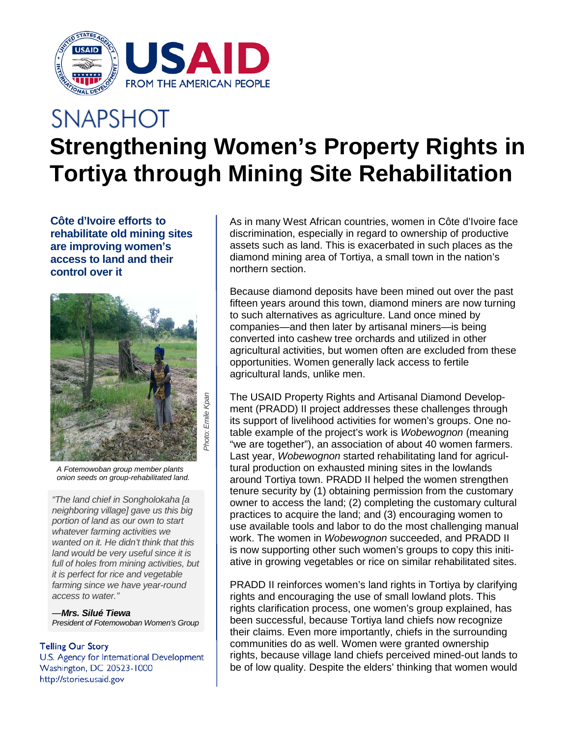SNAPSHOT

# Strengthening Women's Property Rights in Tortiya through Mining Site Rehabilitation

**Côte d'Ivoire efforts to rehabilitate old mining sites are improving women's access to land and their control over it**

*A Fotemowoban group member plants onion seeds on group-rehabilitated land.*

*Photo: Emile Kpan*

*"The land chief in Songholokaha [a neighboring village] gave us this big portion of land as our own to start whatever farming activities we wanted on it. He didn't think that this land would be very useful since it is full of holes from mining activities, but it is perfect for rice and vegetable farming since we have year-round access to water."*

—***Mrs. Silué Tiewa***
*President of Fotemowoban Women's Group*

Telling Our Story
U.S. Agency for International Development
Washington, DC 20523-1000
http://stories.usaid.gov

As in many West African countries, women in Côte d'Ivoire face discrimination, especially in regard to ownership of productive assets such as land. This is exacerbated in such places as the diamond mining area of Tortiya, a small town in the nation's northern section.

Because diamond deposits have been mined out over the past fifteen years around this town, diamond miners are now turning to such alternatives as agriculture. Land once mined by companies—and then later by artisanal miners—is being converted into cashew tree orchards and utilized in other agricultural activities, but women often are excluded from these opportunities. Women generally lack access to fertile agricultural lands, unlike men.

The USAID Property Rights and Artisanal Diamond Development (PRADD) II project addresses these challenges through its support of livelihood activities for women's groups. One notable example of the project's work is *Wobewognon* (meaning "we are together"), an association of about 40 women farmers. Last year, *Wobewognon* started rehabilitating land for agricultural production on exhausted mining sites in the lowlands around Tortiya town. PRADD II helped the women strengthen tenure security by (1) obtaining permission from the customary owner to access the land; (2) completing the customary cultural practices to acquire the land; and (3) encouraging women to use available tools and labor to do the most challenging manual work. The women in *Wobewognon* succeeded, and PRADD II is now supporting other such women's groups to copy this initiative in growing vegetables or rice on similar rehabilitated sites.

PRADD II reinforces women's land rights in Tortiya by clarifying rights and encouraging the use of small lowland plots. This rights clarification process, one women's group explained, has been successful, because Tortiya land chiefs now recognize their claims. Even more importantly, chiefs in the surrounding communities do as well. Women were granted ownership rights, because village land chiefs perceived mined-out lands to be of low quality. Despite the elders' thinking that women would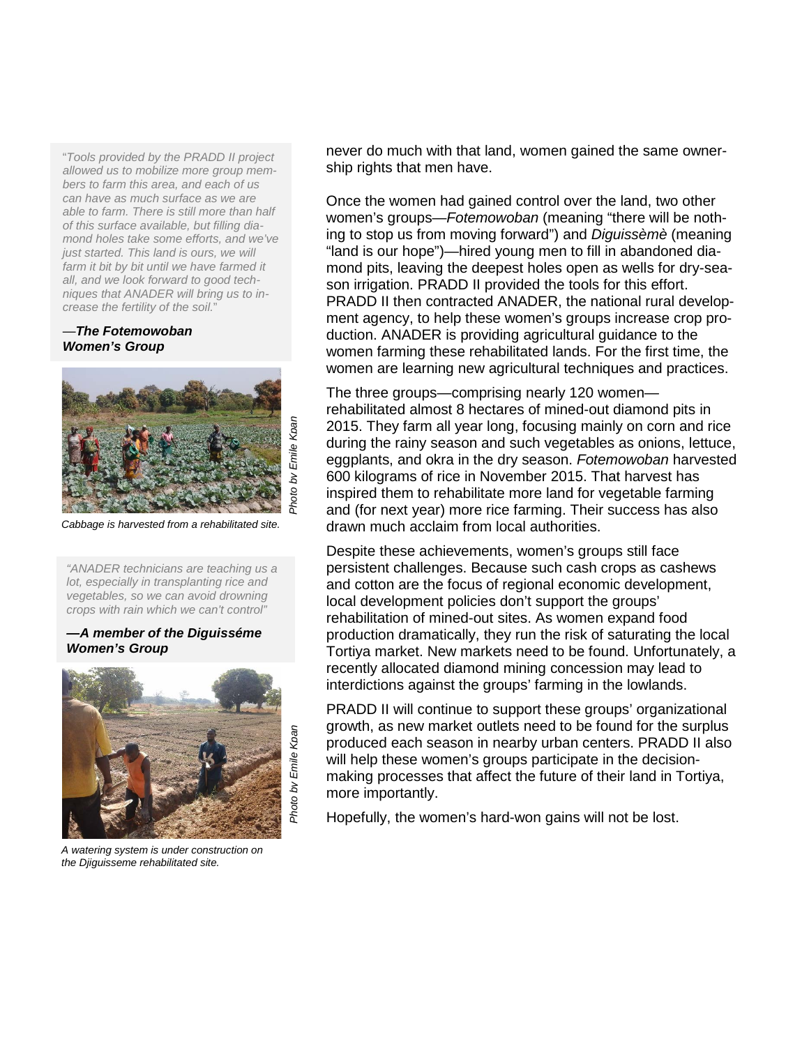never do much with that land, women gained the same ownership rights that men have.

Once the women had gained control over the land, two other women's groups—*Fotemowoban* (meaning "there will be nothing to stop us from moving forward") and *Diguissèmè* (meaning "land is our hope")—hired young men to fill in abandoned diamond pits, leaving the deepest holes open as wells for dry-season irrigation. PRADD II provided the tools for this effort. PRADD II then contracted ANADER, the national rural development agency, to help these women's groups increase crop production. ANADER is providing agricultural guidance to the women farming these rehabilitated lands. For the first time, the women are learning new agricultural techniques and practices.

*"Tools provided by the PRADD II project allowed us to mobilize more group members to farm this area, and each of us can have as much surface as we are able to farm. There is still more than half of this surface available, but filling diamond holes take some efforts, and we've just started. This land is ours, we will farm it bit by bit until we have farmed it all, and we look forward to good techniques that ANADER will bring us to increase the fertility of the soil."*

—***The Fotemowoban Women's Group***

*Photo by Emile Kpan*

*Cabbage is harvested from a rehabilitated site.*

The three groups—comprising nearly 120 women—rehabilitated almost 8 hectares of mined-out diamond pits in 2015. They farm all year long, focusing mainly on corn and rice during the rainy season and such vegetables as onions, lettuce, eggplants, and okra in the dry season. *Fotemowoban* harvested 600 kilograms of rice in November 2015. That harvest has inspired them to rehabilitate more land for vegetable farming and (for next year) more rice farming. Their success has also drawn much acclaim from local authorities.

Despite these achievements, women's groups still face persistent challenges. Because such cash crops as cashews and cotton are the focus of regional economic development, local development policies don't support the groups' rehabilitation of mined-out sites. As women expand food production dramatically, they run the risk of saturating the local Tortiya market. New markets need to be found. Unfortunately, a recently allocated diamond mining concession may lead to interdictions against the groups' farming in the lowlands.

*"ANADER technicians are teaching us a lot, especially in transplanting rice and vegetables, so we can avoid drowning crops with rain which we can't control"*

***—A member of the Diguisséme Women's Group***

*Photo by Emile Kpan*

*A watering system is under construction on the Djiguisseme rehabilitated site.*

PRADD II will continue to support these groups' organizational growth, as new market outlets need to be found for the surplus produced each season in nearby urban centers. PRADD II also will help these women's groups participate in the decision-making processes that affect the future of their land in Tortiya, more importantly.

Hopefully, the women's hard-won gains will not be lost.